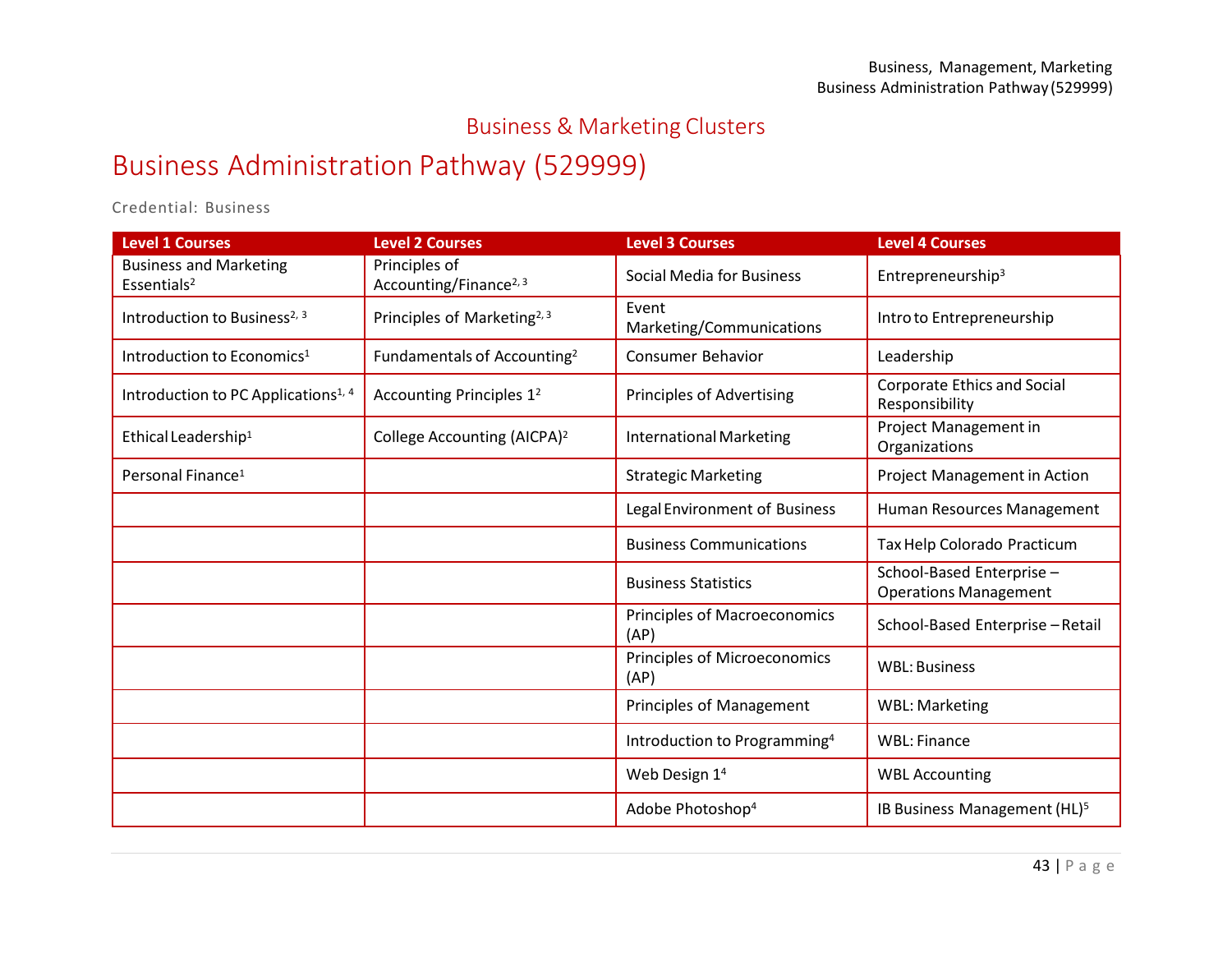## Business & Marketing Clusters

# Business Administration Pathway (529999)

Credential: Business

| Level 1 Courses | Level 2 Courses | Level 3 Courses | Level 4 Courses |
|---|---|---|---|
| Business and Marketing Essentials[2] | Principles of Accounting/Finance[2, 3] | Social Media for Business | Entrepreneurship[3] |
| Introduction to Business[2, 3] | Principles of Marketing[2, 3] | Event Marketing/Communications | Intro to Entrepreneurship |
| Introduction to Economics[1] | Fundamentals of Accounting[2] | Consumer Behavior | Leadership |
| Introduction to PC Applications[1, 4] | Accounting Principles 1[2] | Principles of Advertising | Corporate Ethics and Social Responsibility |
| Ethical Leadership[1] | College Accounting (AICPA)[2] | International Marketing | Project Management in Organizations |
| Personal Finance[1] | | Strategic Marketing | Project Management in Action |
| | | Legal Environment of Business | Human Resources Management |
| | | Business Communications | Tax Help Colorado Practicum |
| | | Business Statistics | School-Based Enterprise – Operations Management |
| | | Principles of Macroeconomics (AP) | School-Based Enterprise – Retail |
| | | Principles of Microeconomics (AP) | WBL: Business |
| | | Principles of Management | WBL: Marketing |
| | | Introduction to Programming[4] | WBL: Finance |
| | | Web Design 1[4] | WBL Accounting |
| | | Adobe Photoshop[4] | IB Business Management (HL)[5] |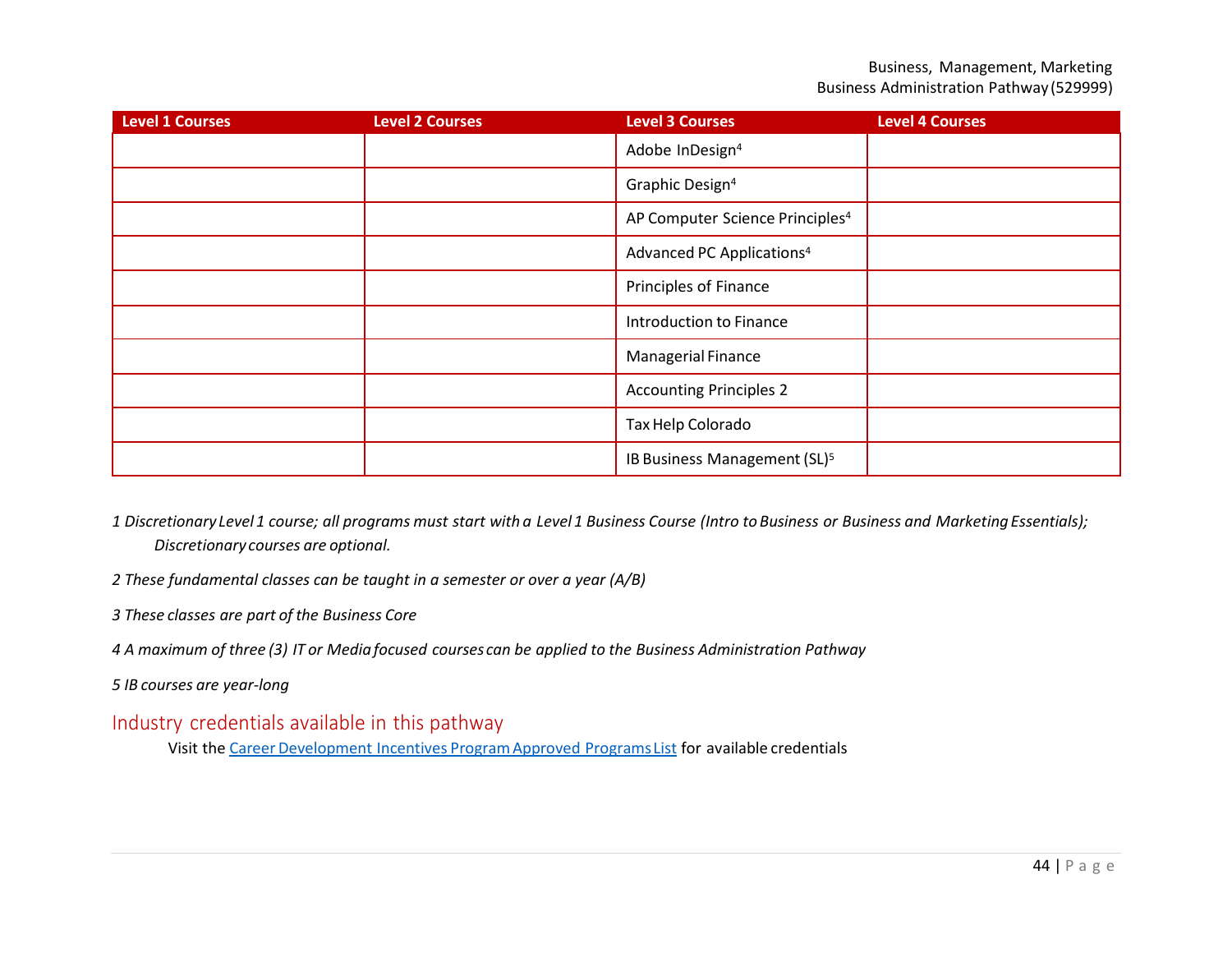| Level 1 Courses | Level 2 Courses | Level 3 Courses | Level 4 Courses |
|---|---|---|---|
| | | Adobe InDesign[4] | |
| | | Graphic Design[4] | |
| | | AP Computer Science Principles[4] | |
| | | Advanced PC Applications[4] | |
| | | Principles of Finance | |
| | | Introduction to Finance | |
| | | Managerial Finance | |
| | | Accounting Principles 2 | |
| | | Tax Help Colorado | |
| | | IB Business Management (SL)[5] | |

*1 Discretionary Level 1 course; all programs must start with a Level 1 Business Course (Intro to Business or Business and Marketing Essentials); Discretionary courses are optional.*

*2 These fundamental classes can be taught in a semester or over a year (A/B)*

*3 These classes are part of the Business Core*

*4 A maximum of three (3) IT or Media focused courses can be applied to the Business Administration Pathway*

*5 IB courses are year-long*

## Industry credentials available in this pathway

Visit the [Career Development Incentives Program Approved Programs List]() for available credentials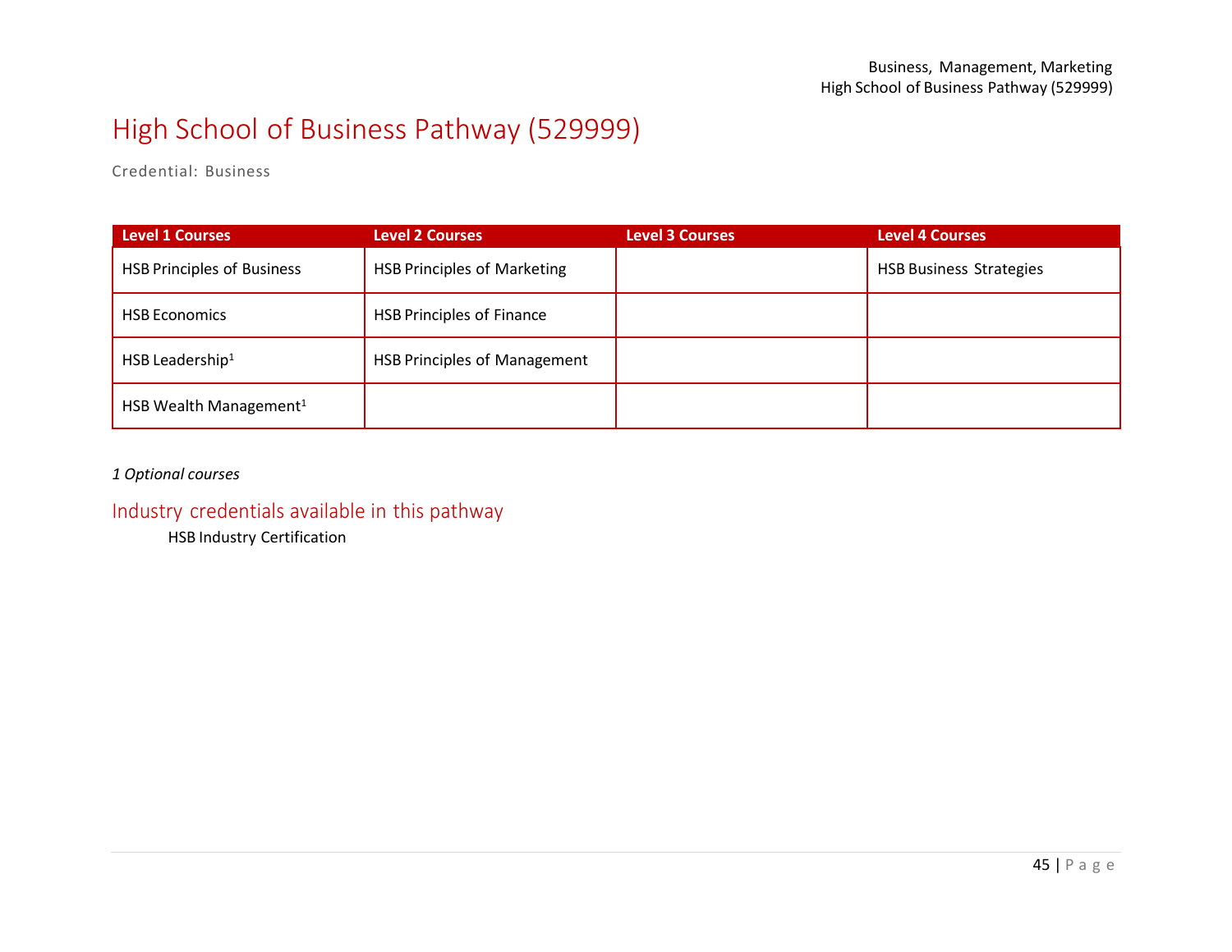# High School of Business Pathway (529999)

Credential: Business

| Level 1 Courses | Level 2 Courses | Level 3 Courses | Level 4 Courses |
| --- | --- | --- | --- |
| HSB Principles of Business | HSB Principles of Marketing | | HSB Business Strategies |
| HSB Economics | HSB Principles of Finance | | |
| HSB Leadership[1] | HSB Principles of Management | | |
| HSB Wealth Management[1] | | | |

*1 Optional courses*

## Industry credentials available in this pathway

HSB Industry Certification